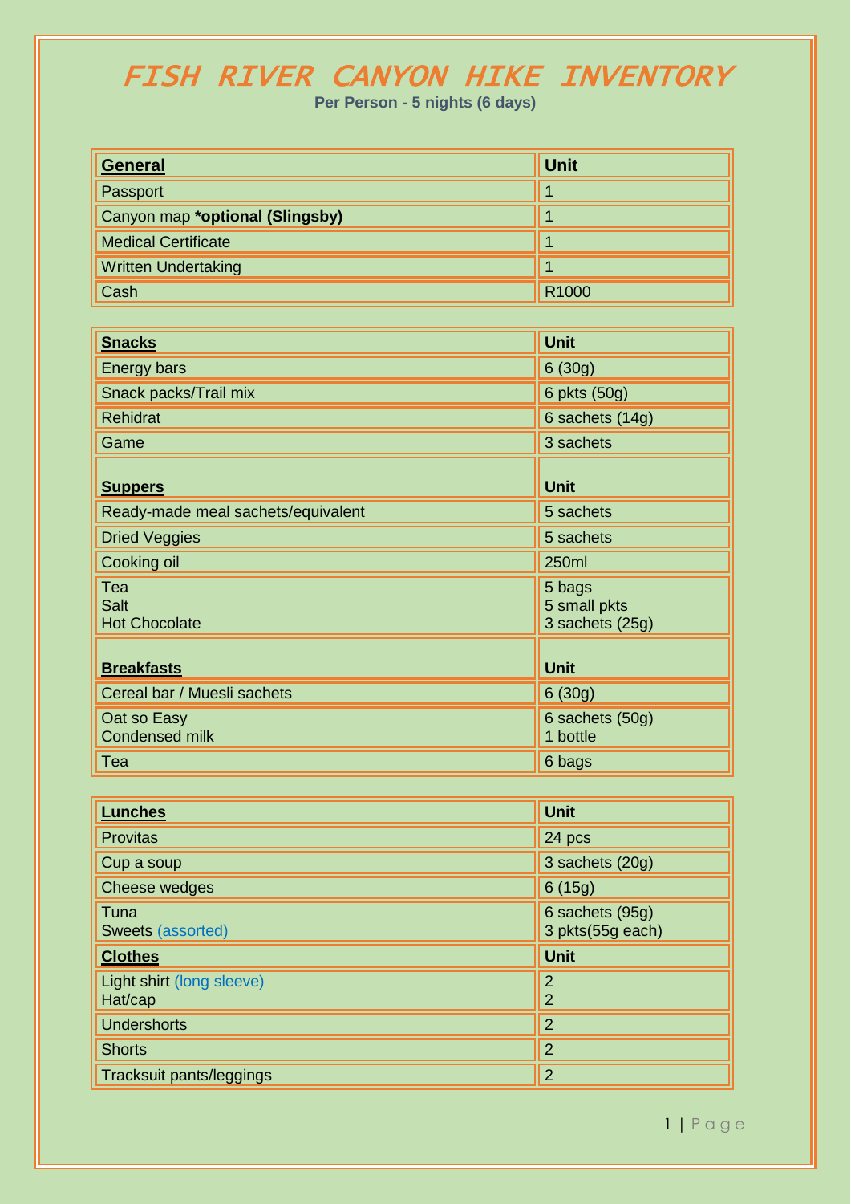# FISH RIVER CANYON HIKE INVENTORY

**Per Person - 5 nights (6 days)**

| **General** | **Unit** |
|---|---|
| Passport | 1 |
| Canyon map **\*optional (Slingsby)** | 1 |
| Medical Certificate | 1 |
| Written Undertaking | 1 |
| Cash | R1000 |

| **Snacks** | **Unit** |
|---|---|
| Energy bars | 6 (30g) |
| Snack packs/Trail mix | 6 pkts (50g) |
| Rehidrat | 6 sachets (14g) |
| Game | 3 sachets |
| **Suppers** | **Unit** |
| Ready-made meal sachets/equivalent | 5 sachets |
| Dried Veggies | 5 sachets |
| Cooking oil | 250ml |
| Tea<br>Salt<br>Hot Chocolate | 5 bags<br>5 small pkts<br>3 sachets (25g) |
| **Breakfasts** | **Unit** |
| Cereal bar / Muesli sachets | 6 (30g) |
| Oat so Easy<br>Condensed milk | 6 sachets (50g)<br>1 bottle |
| Tea | 6 bags |

| **Lunches** | **Unit** |
|---|---|
| Provitas | 24 pcs |
| Cup a soup | 3 sachets (20g) |
| Cheese wedges | 6 (15g) |
| Tuna<br>Sweets (assorted) | 6 sachets (95g)<br>3 pkts(55g each) |
| **Clothes** | **Unit** |
| Light shirt (long sleeve)<br>Hat/cap | 2<br>2 |
| Undershorts | 2 |
| Shorts | 2 |
| Tracksuit pants/leggings | 2 |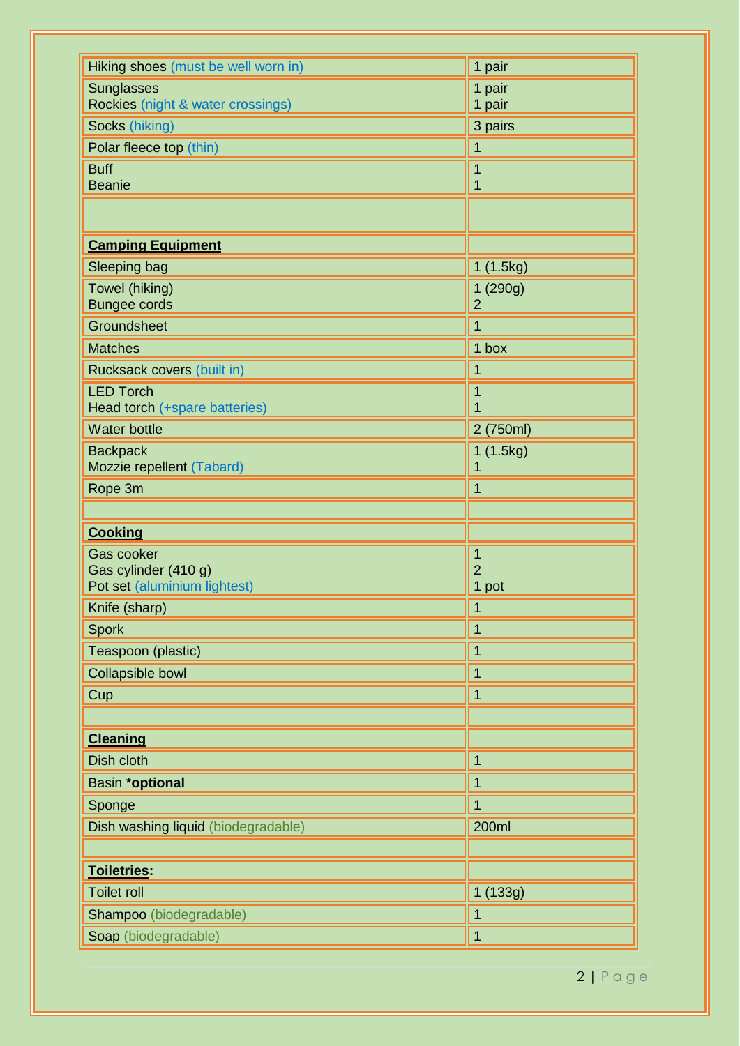| | |
|---|---|
| Hiking shoes (must be well worn in) | 1 pair |
| Sunglasses<br>Rockies (night & water crossings) | 1 pair<br>1 pair |
| Socks (hiking) | 3 pairs |
| Polar fleece top (thin) | 1 |
| Buff<br>Beanie | 1<br>1 |
| | |
| **Camping Equipment** | |
| Sleeping bag | 1 (1.5kg) |
| Towel (hiking)<br>Bungee cords | 1 (290g)<br>2 |
| Groundsheet | 1 |
| Matches | 1 box |
| Rucksack covers (built in) | 1 |
| LED Torch<br>Head torch (+spare batteries) | 1<br>1 |
| Water bottle | 2 (750ml) |
| Backpack<br>Mozzie repellent (Tabard) | 1 (1.5kg)<br>1 |
| Rope 3m | 1 |
| | |
| **Cooking** | |
| Gas cooker<br>Gas cylinder (410 g)<br>Pot set (aluminium lightest) | 1<br>2<br>1 pot |
| Knife (sharp) | 1 |
| Spork | 1 |
| Teaspoon (plastic) | 1 |
| Collapsible bowl | 1 |
| Cup | 1 |
| | |
| **Cleaning** | |
| Dish cloth | 1 |
| Basin **\*optional** | 1 |
| Sponge | 1 |
| Dish washing liquid (biodegradable) | 200ml |
| | |
| **Toiletries:** | |
| Toilet roll | 1 (133g) |
| Shampoo (biodegradable) | 1 |
| Soap (biodegradable) | 1 |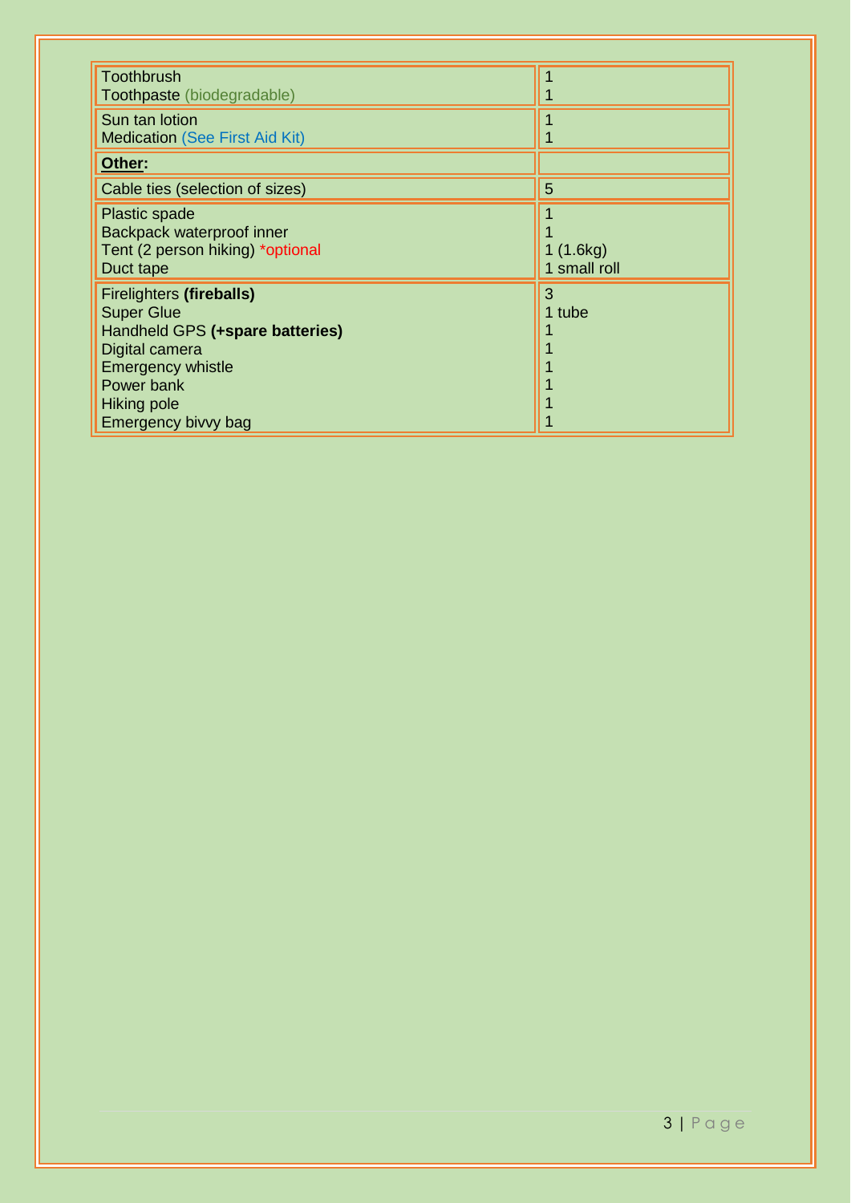| | |
|---|---|
| Toothbrush<br>Toothpaste (biodegradable) | 1<br>1 |
| Sun tan lotion<br>Medication (See First Aid Kit) | 1<br>1 |
| **Other:** | |
| Cable ties (selection of sizes) | 5 |
| Plastic spade<br>Backpack waterproof inner<br>Tent (2 person hiking) *optional<br>Duct tape | 1<br>1<br>1 (1.6kg)<br>1 small roll |
| Firelighters **(fireballs)**<br>Super Glue<br>Handheld GPS **(+spare batteries)**<br>Digital camera<br>Emergency whistle<br>Power bank<br>Hiking pole<br>Emergency bivvy bag | 3<br>1 tube<br>1<br>1<br>1<br>1<br>1<br>1 |